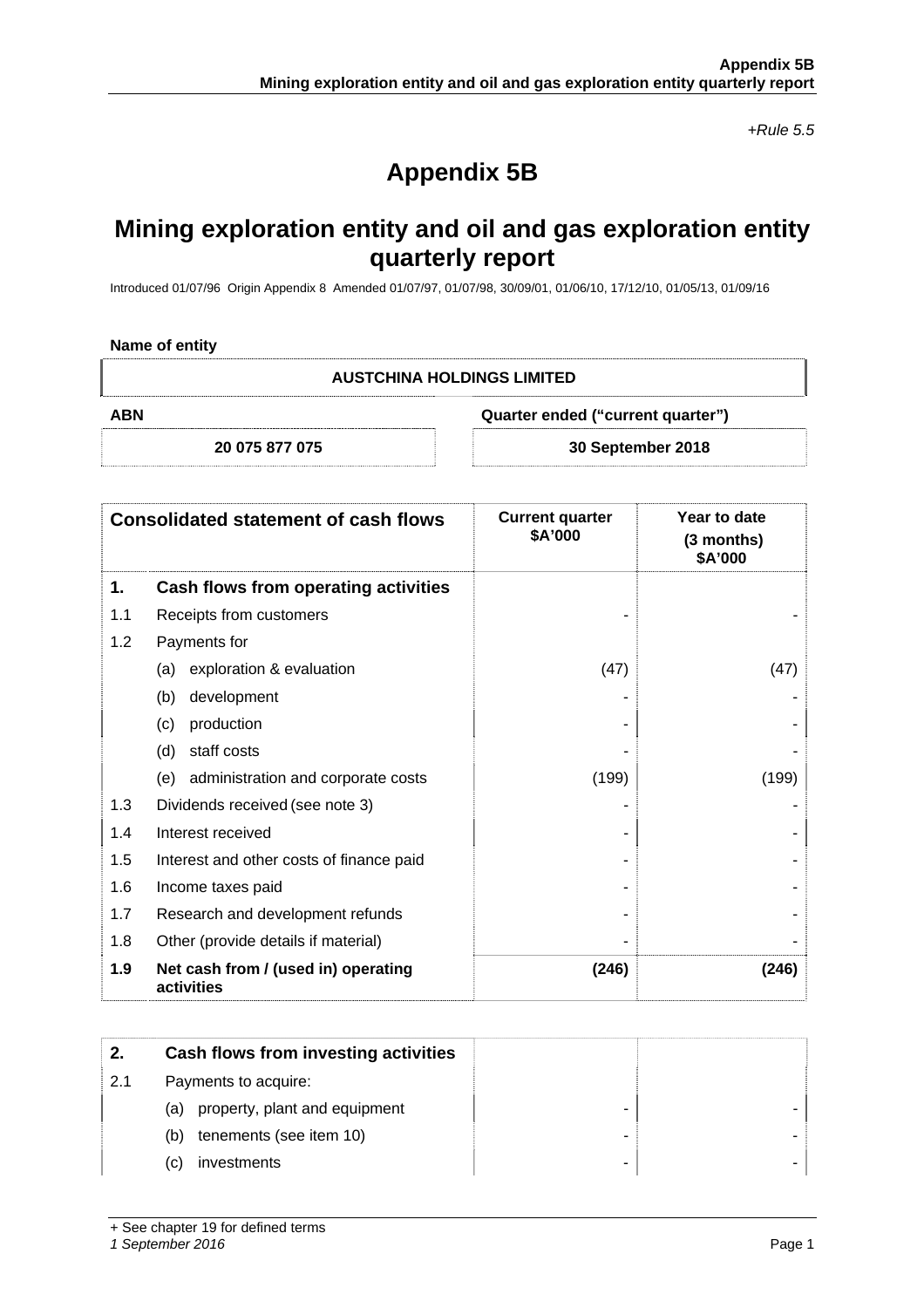*+Rule 5.5*

# Appendix 5B

# Mining exploration entity and oil and gas exploration entity quarterly report

Introduced 01/07/96 Origin Appendix 8 Amended 01/07/97, 01/07/98, 30/09/01, 01/06/10, 17/12/10, 01/05/13, 01/09/16

**Name of entity**

| AUSTCHINA HOLDINGS LIMITED | |
|---|---|
| **ABN** | **Quarter ended ("current quarter")** |
| **20 075 877 075** | **30 September 2018** |

| | **Consolidated statement of cash flows** | **Current quarter $A'000** | **Year to date (3 months) $A'000** |
|---|---|---|---|
| **1.** | **Cash flows from operating activities** | | |
| 1.1 | Receipts from customers | - | - |
| 1.2 | Payments for | | |
| | (a) exploration & evaluation | (47) | (47) |
| | (b) development | - | - |
| | (c) production | - | - |
| | (d) staff costs | - | - |
| | (e) administration and corporate costs | (199) | (199) |
| 1.3 | Dividends received (see note 3) | - | - |
| 1.4 | Interest received | - | - |
| 1.5 | Interest and other costs of finance paid | - | - |
| 1.6 | Income taxes paid | - | - |
| 1.7 | Research and development refunds | - | - |
| 1.8 | Other (provide details if material) | - | - |
| **1.9** | **Net cash from / (used in) operating activities** | **(246)** | **(246)** |

| **2.** | **Cash flows from investing activities** | | |
|---|---|---|---|
| 2.1 | Payments to acquire: | | |
| | (a) property, plant and equipment | - | - |
| | (b) tenements (see item 10) | - | - |
| | (c) investments | - | - |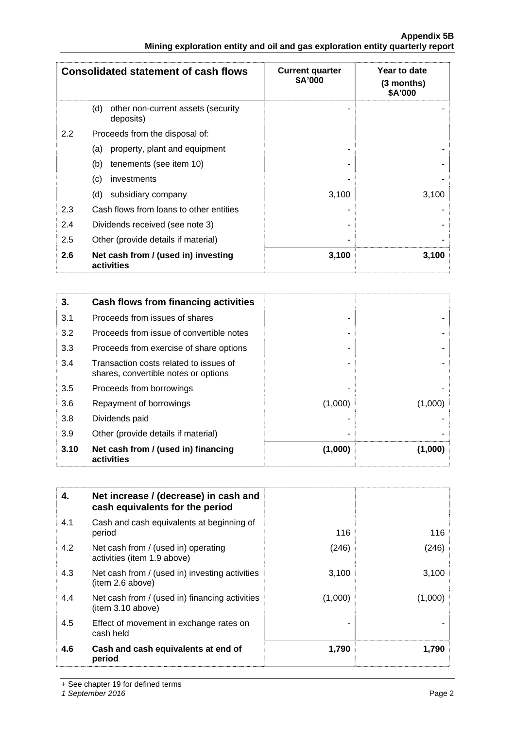| Consolidated statement of cash flows | | Current quarter \$A'000 | Year to date (3 months) \$A'000 |
|---|---|---|---|
| | (d) other non-current assets (security deposits) | - | - |
| 2.2 | Proceeds from the disposal of: | | |
| | (a) property, plant and equipment | - | - |
| | (b) tenements (see item 10) | - | - |
| | (c) investments | - | - |
| | (d) subsidiary company | 3,100 | 3,100 |
| 2.3 | Cash flows from loans to other entities | - | - |
| 2.4 | Dividends received (see note 3) | - | - |
| 2.5 | Other (provide details if material) | - | - |
| **2.6** | **Net cash from / (used in) investing activities** | **3,100** | **3,100** |

| **3.** | **Cash flows from financing activities** | | |
|---|---|---|---|
| 3.1 | Proceeds from issues of shares | - | - |
| 3.2 | Proceeds from issue of convertible notes | - | - |
| 3.3 | Proceeds from exercise of share options | - | - |
| 3.4 | Transaction costs related to issues of shares, convertible notes or options | - | - |
| 3.5 | Proceeds from borrowings | - | - |
| 3.6 | Repayment of borrowings | (1,000) | (1,000) |
| 3.8 | Dividends paid | - | - |
| 3.9 | Other (provide details if material) | - | - |
| **3.10** | **Net cash from / (used in) financing activities** | **(1,000)** | **(1,000)** |

| **4.** | **Net increase / (decrease) in cash and cash equivalents for the period** | | |
|---|---|---|---|
| 4.1 | Cash and cash equivalents at beginning of period | 116 | 116 |
| 4.2 | Net cash from / (used in) operating activities (item 1.9 above) | (246) | (246) |
| 4.3 | Net cash from / (used in) investing activities (item 2.6 above) | 3,100 | 3,100 |
| 4.4 | Net cash from / (used in) financing activities (item 3.10 above) | (1,000) | (1,000) |
| 4.5 | Effect of movement in exchange rates on cash held | - | - |
| **4.6** | **Cash and cash equivalents at end of period** | **1,790** | **1,790** |

+ See chapter 19 for defined terms

*1 September 2016*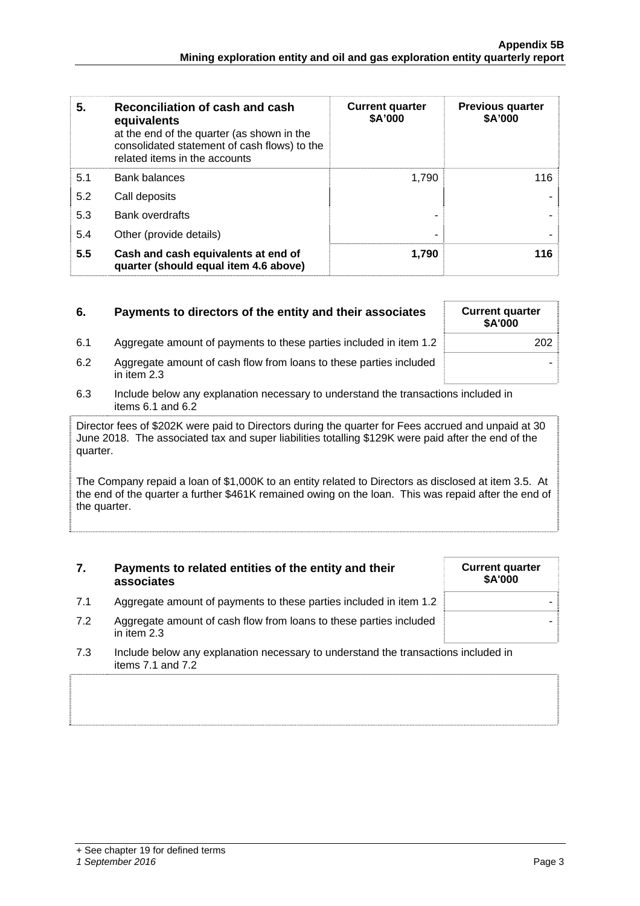| 5. | Reconciliation of cash and cash equivalents at the end of the quarter (as shown in the consolidated statement of cash flows) to the related items in the accounts | Current quarter $A'000 | Previous quarter $A'000 |
|---|---|---|---|
| 5.1 | Bank balances | 1,790 | 116 |
| 5.2 | Call deposits | | - |
| 5.3 | Bank overdrafts | - | - |
| 5.4 | Other (provide details) | - | - |
| **5.5** | **Cash and cash equivalents at end of quarter (should equal item 4.6 above)** | **1,790** | **116** |

| 6. | Payments to directors of the entity and their associates | Current quarter $A'000 |
|---|---|---|
| 6.1 | Aggregate amount of payments to these parties included in item 1.2 | 202 |
| 6.2 | Aggregate amount of cash flow from loans to these parties included in item 2.3 | - |

6.3 Include below any explanation necessary to understand the transactions included in items 6.1 and 6.2

Director fees of $202K were paid to Directors during the quarter for Fees accrued and unpaid at 30 June 2018. The associated tax and super liabilities totalling $129K were paid after the end of the quarter.

The Company repaid a loan of $1,000K to an entity related to Directors as disclosed at item 3.5. At the end of the quarter a further $461K remained owing on the loan. This was repaid after the end of the quarter.

| 7. | Payments to related entities of the entity and their associates | Current quarter $A'000 |
|---|---|---|
| 7.1 | Aggregate amount of payments to these parties included in item 1.2 | - |
| 7.2 | Aggregate amount of cash flow from loans to these parties included in item 2.3 | - |

7.3 Include below any explanation necessary to understand the transactions included in items 7.1 and 7.2

+ See chapter 19 for defined terms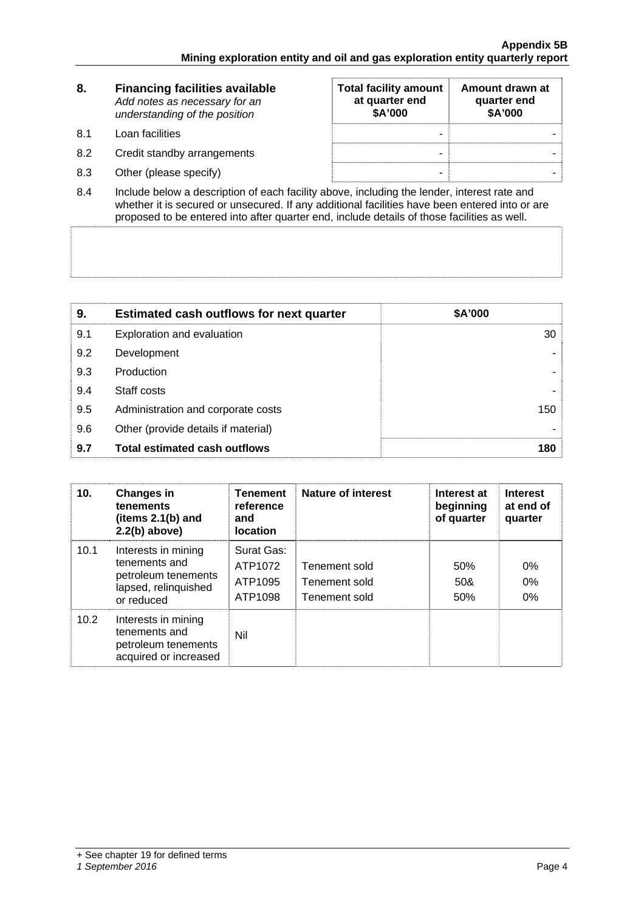| 8. | **Financing facilities available** *Add notes as necessary for an understanding of the position* | **Total facility amount at quarter end $A'000** | **Amount drawn at quarter end $A'000** |
|---|---|---|---|
| 8.1 | Loan facilities | - | - |
| 8.2 | Credit standby arrangements | - | - |
| 8.3 | Other (please specify) | - | - |

8.4 Include below a description of each facility above, including the lender, interest rate and whether it is secured or unsecured. If any additional facilities have been entered into or are proposed to be entered into after quarter end, include details of those facilities as well.

| 9. | **Estimated cash outflows for next quarter** | **$A'000** |
|---|---|---|
| 9.1 | Exploration and evaluation | 30 |
| 9.2 | Development | - |
| 9.3 | Production | - |
| 9.4 | Staff costs | - |
| 9.5 | Administration and corporate costs | 150 |
| 9.6 | Other (provide details if material) | - |
| **9.7** | **Total estimated cash outflows** | **180** |

| 10. | **Changes in tenements (items 2.1(b) and 2.2(b) above)** | **Tenement reference and location** | **Nature of interest** | **Interest at beginning of quarter** | **Interest at end of quarter** |
|---|---|---|---|---|---|
| 10.1 | Interests in mining tenements and petroleum tenements lapsed, relinquished or reduced | Surat Gas:<br>ATP1072<br>ATP1095<br>ATP1098 | <br>Tenement sold<br>Tenement sold<br>Tenement sold | <br>50%<br>50&<br>50% | <br>0%<br>0%<br>0% |
| 10.2 | Interests in mining tenements and petroleum tenements acquired or increased | Nil | | | |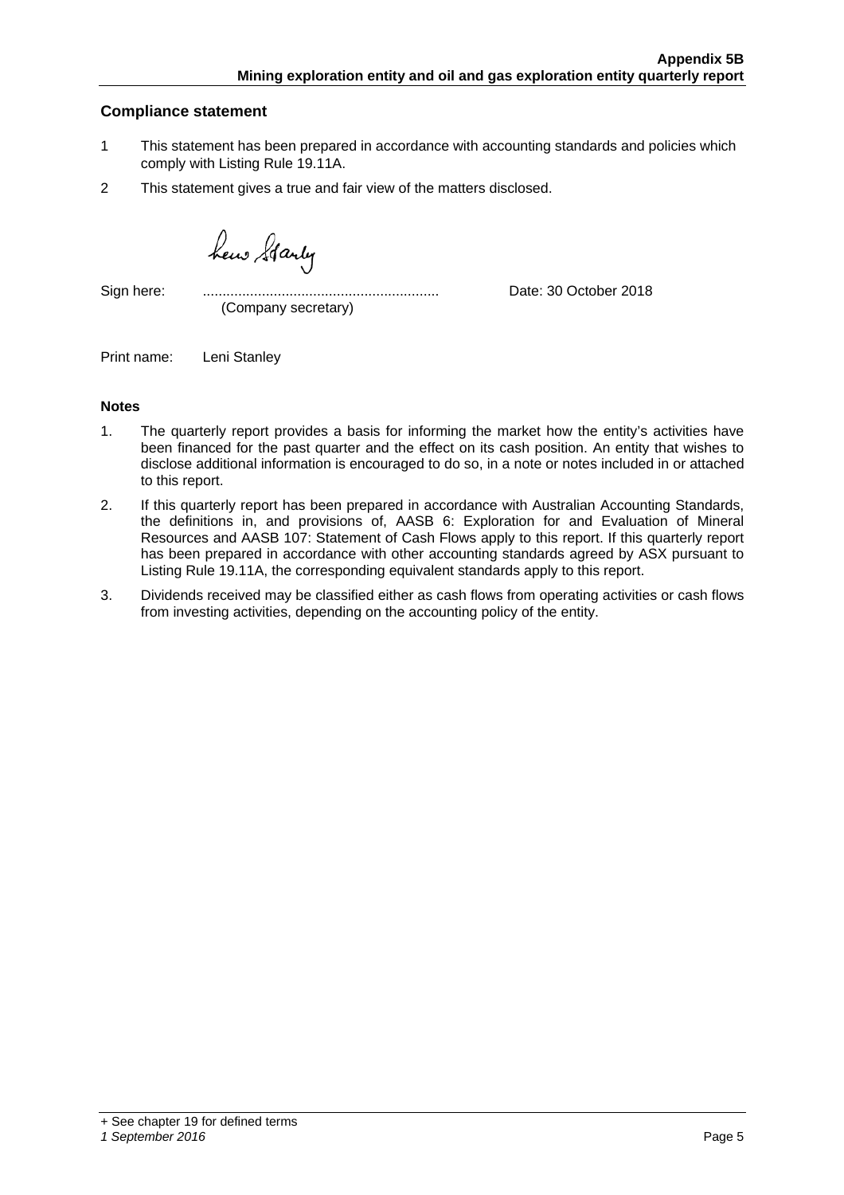## Compliance statement

1 This statement has been prepared in accordance with accounting standards and policies which comply with Listing Rule 19.11A.

2 This statement gives a true and fair view of the matters disclosed.

Sign here: ............................................................ Date: 30 October 2018
(Company secretary)

Print name: Leni Stanley

### Notes

1. The quarterly report provides a basis for informing the market how the entity's activities have been financed for the past quarter and the effect on its cash position. An entity that wishes to disclose additional information is encouraged to do so, in a note or notes included in or attached to this report.
2. If this quarterly report has been prepared in accordance with Australian Accounting Standards, the definitions in, and provisions of, AASB 6: Exploration for and Evaluation of Mineral Resources and AASB 107: Statement of Cash Flows apply to this report. If this quarterly report has been prepared in accordance with other accounting standards agreed by ASX pursuant to Listing Rule 19.11A, the corresponding equivalent standards apply to this report.
3. Dividends received may be classified either as cash flows from operating activities or cash flows from investing activities, depending on the accounting policy of the entity.

+ See chapter 19 for defined terms